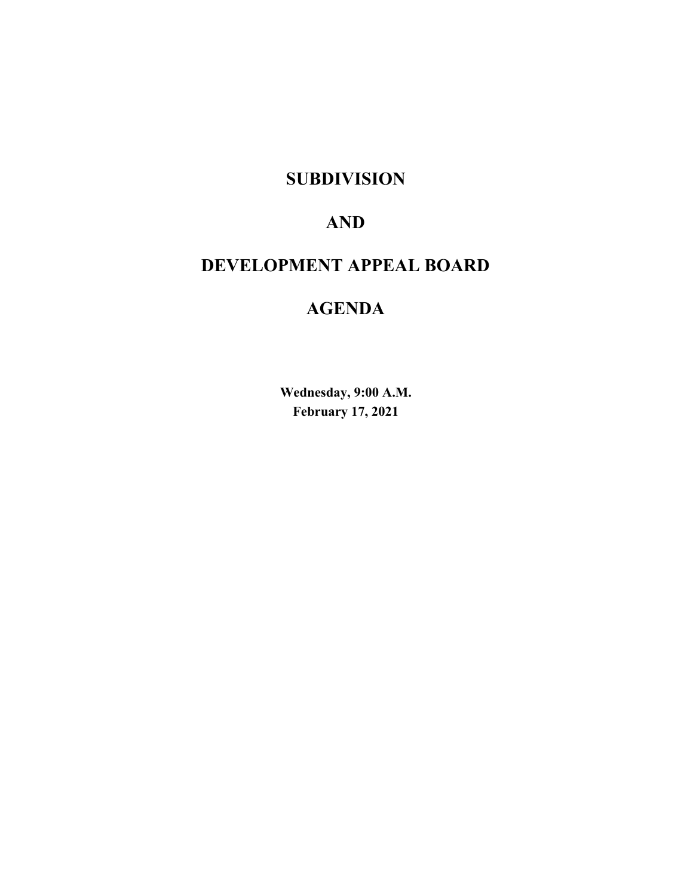# SUBDIVISION

# AND

# DEVELOPMENT APPEAL BOARD

# AGENDA

**Wednesday, 9:00 A.M.**
**February 17, 2021**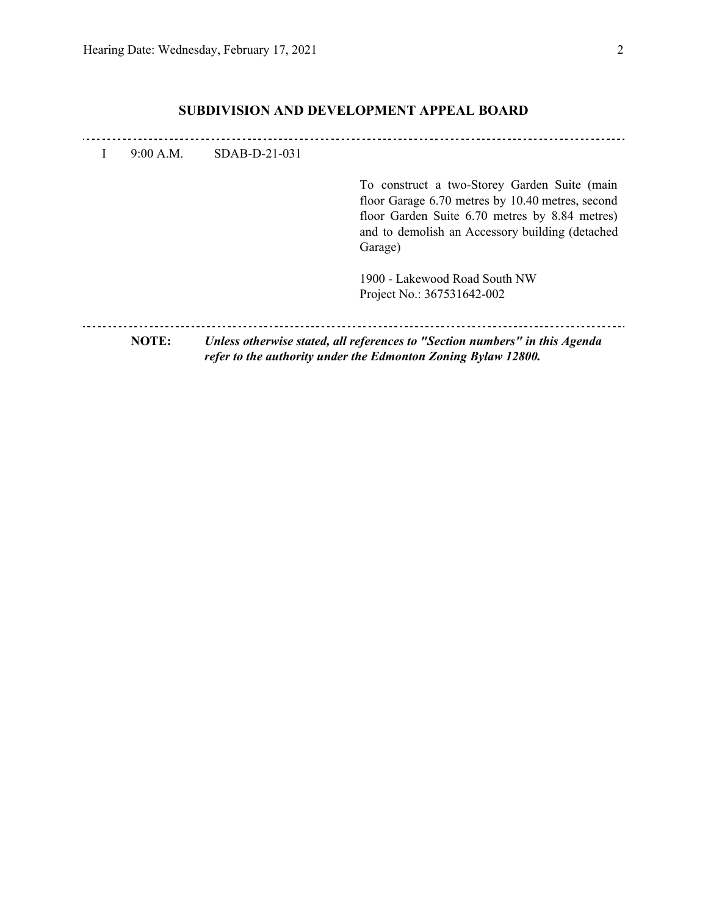## SUBDIVISION AND DEVELOPMENT APPEAL BOARD

---

I 9:00 A.M. SDAB-D-21-031

To construct a two-Storey Garden Suite (main floor Garage 6.70 metres by 10.40 metres, second floor Garden Suite 6.70 metres by 8.84 metres) and to demolish an Accessory building (detached Garage)

1900 - Lakewood Road South NW
Project No.: 367531642-002

---

**NOTE:** ***Unless otherwise stated, all references to "Section numbers" in this Agenda refer to the authority under the Edmonton Zoning Bylaw 12800.***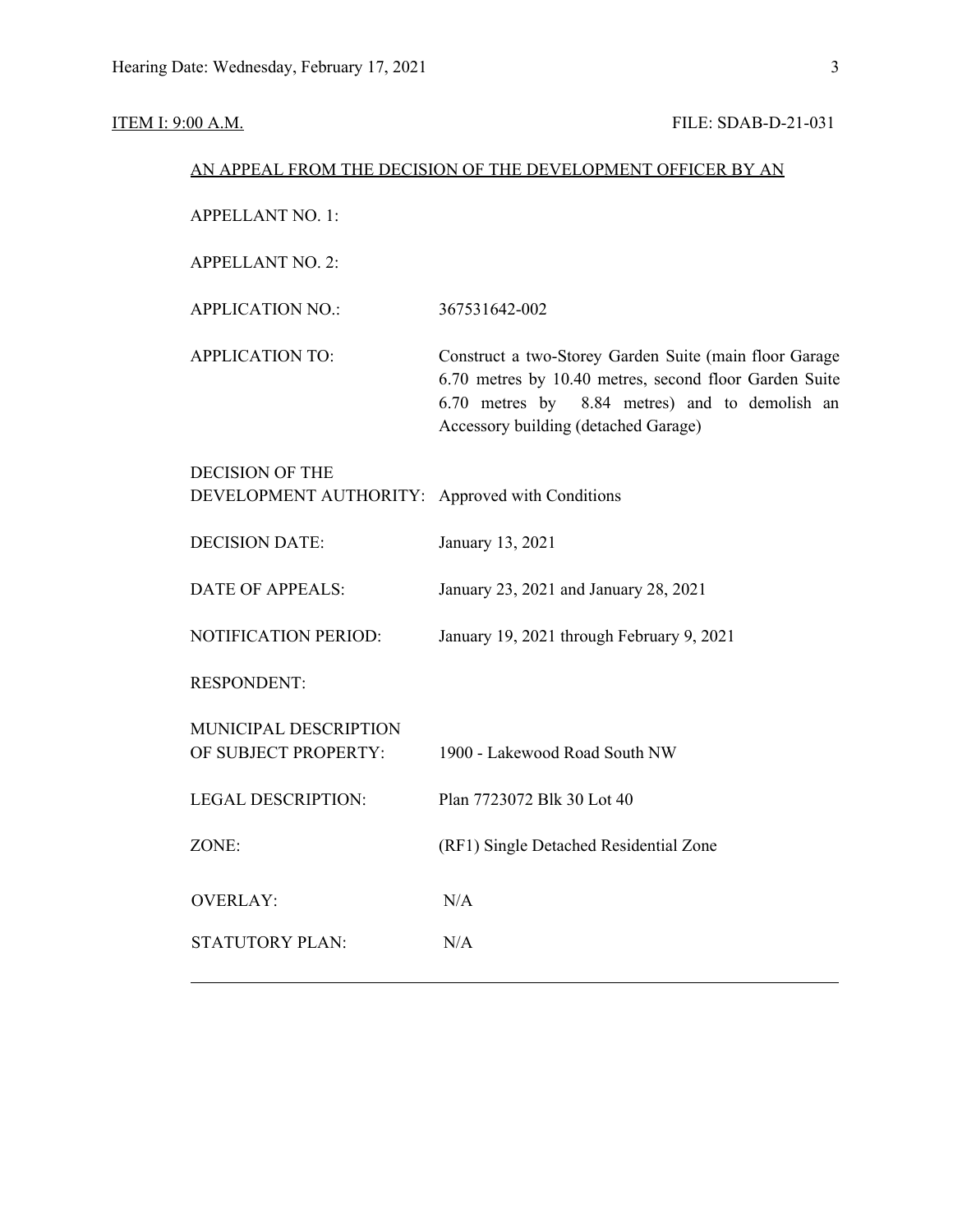ITEM I: 9:00 A.M. FILE: SDAB-D-21-031

AN APPEAL FROM THE DECISION OF THE DEVELOPMENT OFFICER BY AN

| | |
|---|---|
| APPELLANT NO. 1: | |
| APPELLANT NO. 2: | |
| APPLICATION NO.: | 367531642-002 |
| APPLICATION TO: | Construct a two-Storey Garden Suite (main floor Garage 6.70 metres by 10.40 metres, second floor Garden Suite 6.70 metres by 8.84 metres) and to demolish an Accessory building (detached Garage) |
| DECISION OF THE DEVELOPMENT AUTHORITY: | Approved with Conditions |
| DECISION DATE: | January 13, 2021 |
| DATE OF APPEALS: | January 23, 2021 and January 28, 2021 |
| NOTIFICATION PERIOD: | January 19, 2021 through February 9, 2021 |
| RESPONDENT: | |
| MUNICIPAL DESCRIPTION OF SUBJECT PROPERTY: | 1900 - Lakewood Road South NW |
| LEGAL DESCRIPTION: | Plan 7723072 Blk 30 Lot 40 |
| ZONE: | (RF1) Single Detached Residential Zone |
| OVERLAY: | N/A |
| STATUTORY PLAN: | N/A |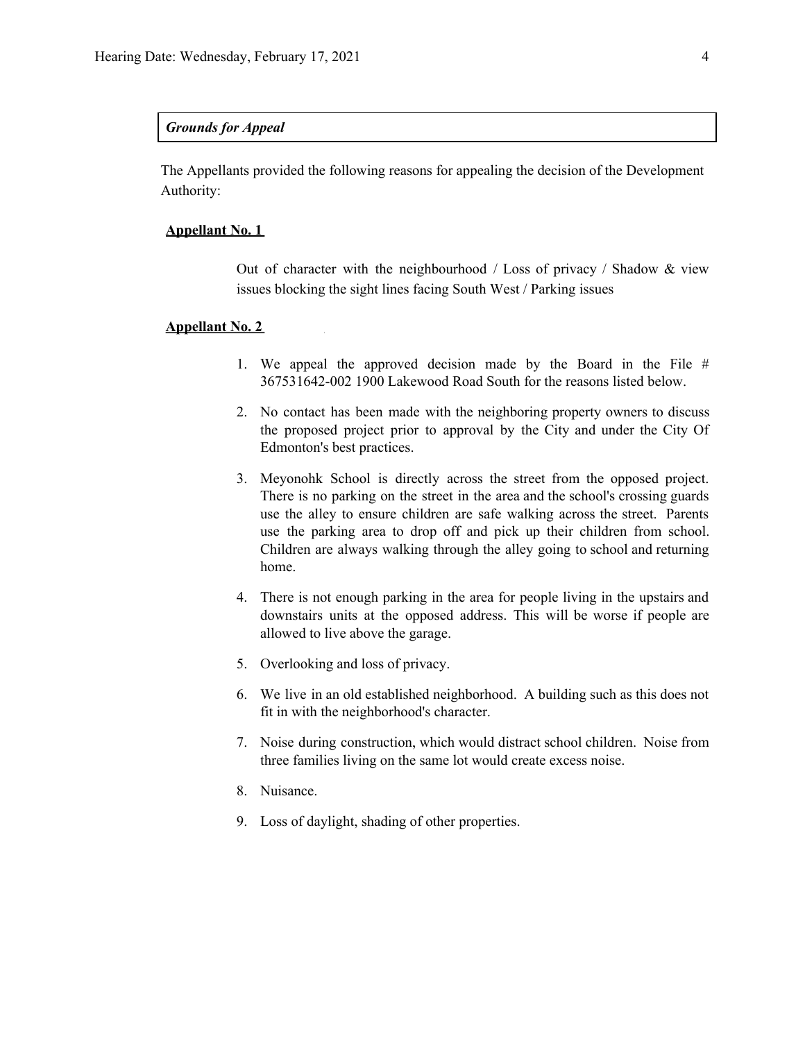***Grounds for Appeal***

The Appellants provided the following reasons for appealing the decision of the Development Authority:

**Appellant No. 1**

Out of character with the neighbourhood / Loss of privacy / Shadow & view issues blocking the sight lines facing South West / Parking issues

**Appellant No. 2**

1. We appeal the approved decision made by the Board in the File # 367531642-002 1900 Lakewood Road South for the reasons listed below.
2. No contact has been made with the neighboring property owners to discuss the proposed project prior to approval by the City and under the City Of Edmonton's best practices.
3. Meyonohk School is directly across the street from the opposed project. There is no parking on the street in the area and the school's crossing guards use the alley to ensure children are safe walking across the street. Parents use the parking area to drop off and pick up their children from school. Children are always walking through the alley going to school and returning home.
4. There is not enough parking in the area for people living in the upstairs and downstairs units at the opposed address. This will be worse if people are allowed to live above the garage.
5. Overlooking and loss of privacy.
6. We live in an old established neighborhood. A building such as this does not fit in with the neighborhood's character.
7. Noise during construction, which would distract school children. Noise from three families living on the same lot would create excess noise.
8. Nuisance.
9. Loss of daylight, shading of other properties.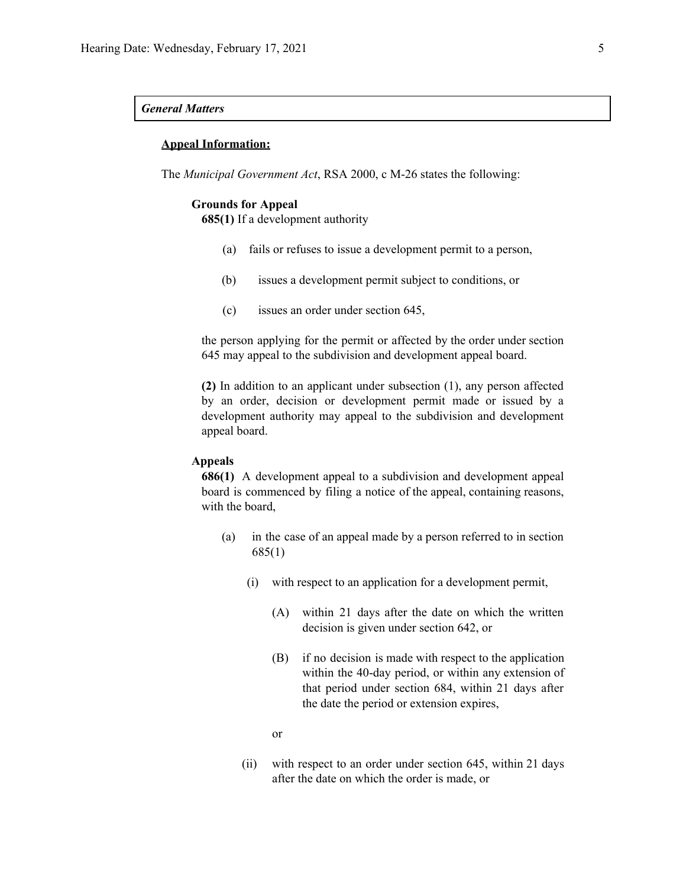***General Matters***

**<u>Appeal Information:</u>**

The *Municipal Government Act*, RSA 2000, c M-26 states the following:

**Grounds for Appeal**

**685(1)** If a development authority

(a) fails or refuses to issue a development permit to a person,

(b) issues a development permit subject to conditions, or

(c) issues an order under section 645,

the person applying for the permit or affected by the order under section 645 may appeal to the subdivision and development appeal board.

**(2)** In addition to an applicant under subsection (1), any person affected by an order, decision or development permit made or issued by a development authority may appeal to the subdivision and development appeal board.

**Appeals**

**686(1)** A development appeal to a subdivision and development appeal board is commenced by filing a notice of the appeal, containing reasons, with the board,

(a) in the case of an appeal made by a person referred to in section 685(1)

(i) with respect to an application for a development permit,

(A) within 21 days after the date on which the written decision is given under section 642, or

(B) if no decision is made with respect to the application within the 40-day period, or within any extension of that period under section 684, within 21 days after the date the period or extension expires,

or

(ii) with respect to an order under section 645, within 21 days after the date on which the order is made, or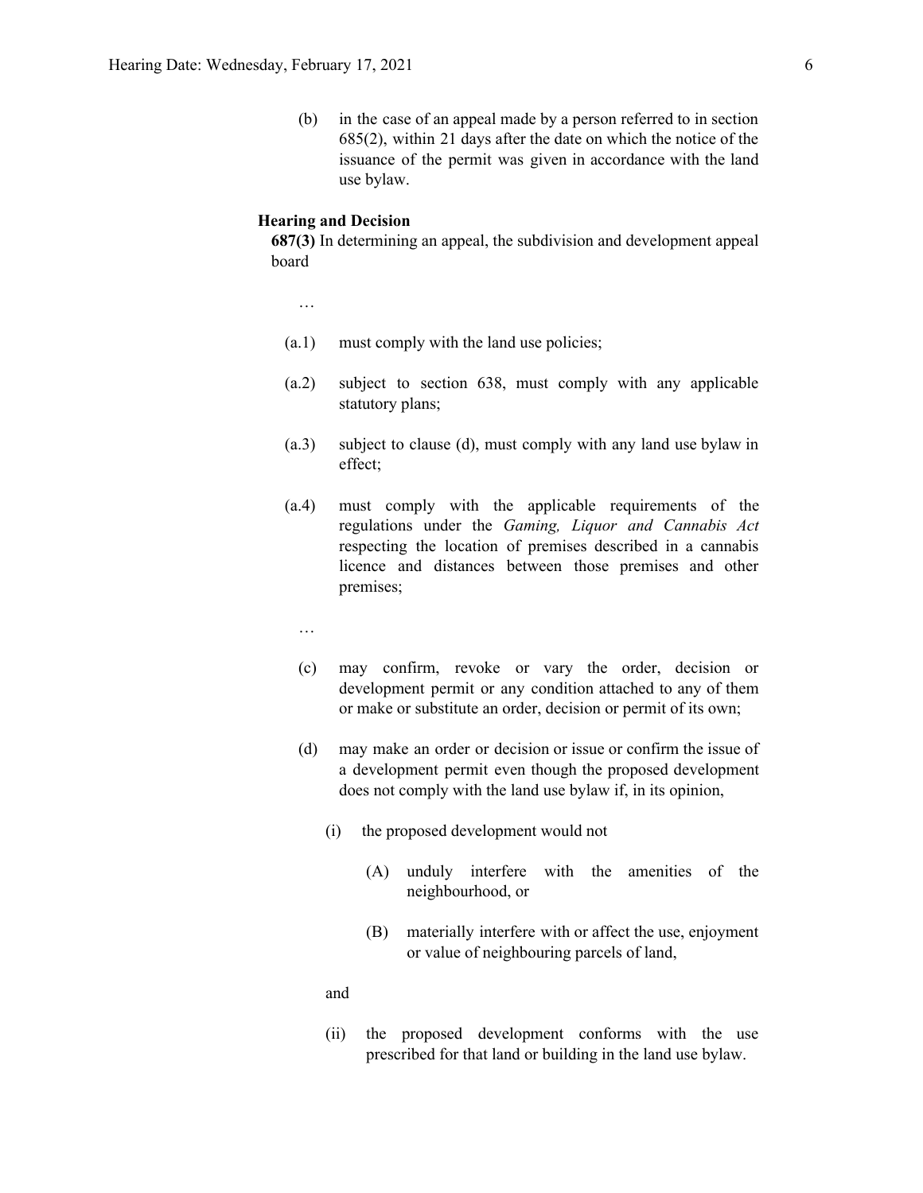(b) in the case of an appeal made by a person referred to in section 685(2), within 21 days after the date on which the notice of the issuance of the permit was given in accordance with the land use bylaw.

**Hearing and Decision**

**687(3)** In determining an appeal, the subdivision and development appeal board

…

(a.1) must comply with the land use policies;

(a.2) subject to section 638, must comply with any applicable statutory plans;

(a.3) subject to clause (d), must comply with any land use bylaw in effect;

(a.4) must comply with the applicable requirements of the regulations under the *Gaming, Liquor and Cannabis Act* respecting the location of premises described in a cannabis licence and distances between those premises and other premises;

…

(c) may confirm, revoke or vary the order, decision or development permit or any condition attached to any of them or make or substitute an order, decision or permit of its own;

(d) may make an order or decision or issue or confirm the issue of a development permit even though the proposed development does not comply with the land use bylaw if, in its opinion,

(i) the proposed development would not

(A) unduly interfere with the amenities of the neighbourhood, or

(B) materially interfere with or affect the use, enjoyment or value of neighbouring parcels of land,

and

(ii) the proposed development conforms with the use prescribed for that land or building in the land use bylaw.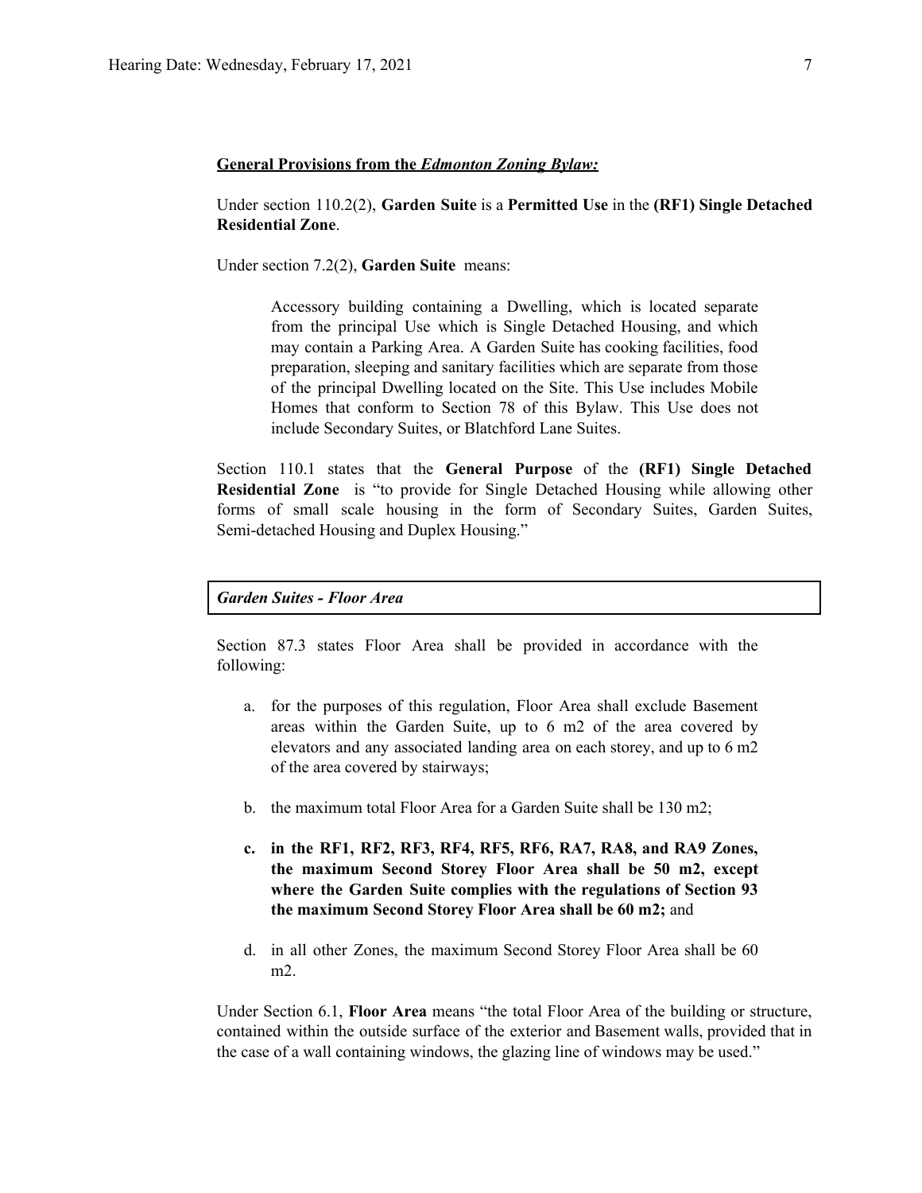**General Provisions from the *Edmonton Zoning Bylaw:***

Under section 110.2(2), **Garden Suite** is a **Permitted Use** in the **(RF1) Single Detached Residential Zone**.

Under section 7.2(2), **Garden Suite** means:

> Accessory building containing a Dwelling, which is located separate from the principal Use which is Single Detached Housing, and which may contain a Parking Area. A Garden Suite has cooking facilities, food preparation, sleeping and sanitary facilities which are separate from those of the principal Dwelling located on the Site. This Use includes Mobile Homes that conform to Section 78 of this Bylaw. This Use does not include Secondary Suites, or Blatchford Lane Suites.

Section 110.1 states that the **General Purpose** of the **(RF1) Single Detached Residential Zone** is "to provide for Single Detached Housing while allowing other forms of small scale housing in the form of Secondary Suites, Garden Suites, Semi-detached Housing and Duplex Housing."

***Garden Suites - Floor Area***

Section 87.3 states Floor Area shall be provided in accordance with the following:

a. for the purposes of this regulation, Floor Area shall exclude Basement areas within the Garden Suite, up to 6 m2 of the area covered by elevators and any associated landing area on each storey, and up to 6 m2 of the area covered by stairways;

b. the maximum total Floor Area for a Garden Suite shall be 130 m2;

c. **in the RF1, RF2, RF3, RF4, RF5, RF6, RA7, RA8, and RA9 Zones, the maximum Second Storey Floor Area shall be 50 m2, except where the Garden Suite complies with the regulations of Section 93 the maximum Second Storey Floor Area shall be 60 m2;** and

d. in all other Zones, the maximum Second Storey Floor Area shall be 60 m2.

Under Section 6.1, **Floor Area** means "the total Floor Area of the building or structure, contained within the outside surface of the exterior and Basement walls, provided that in the case of a wall containing windows, the glazing line of windows may be used."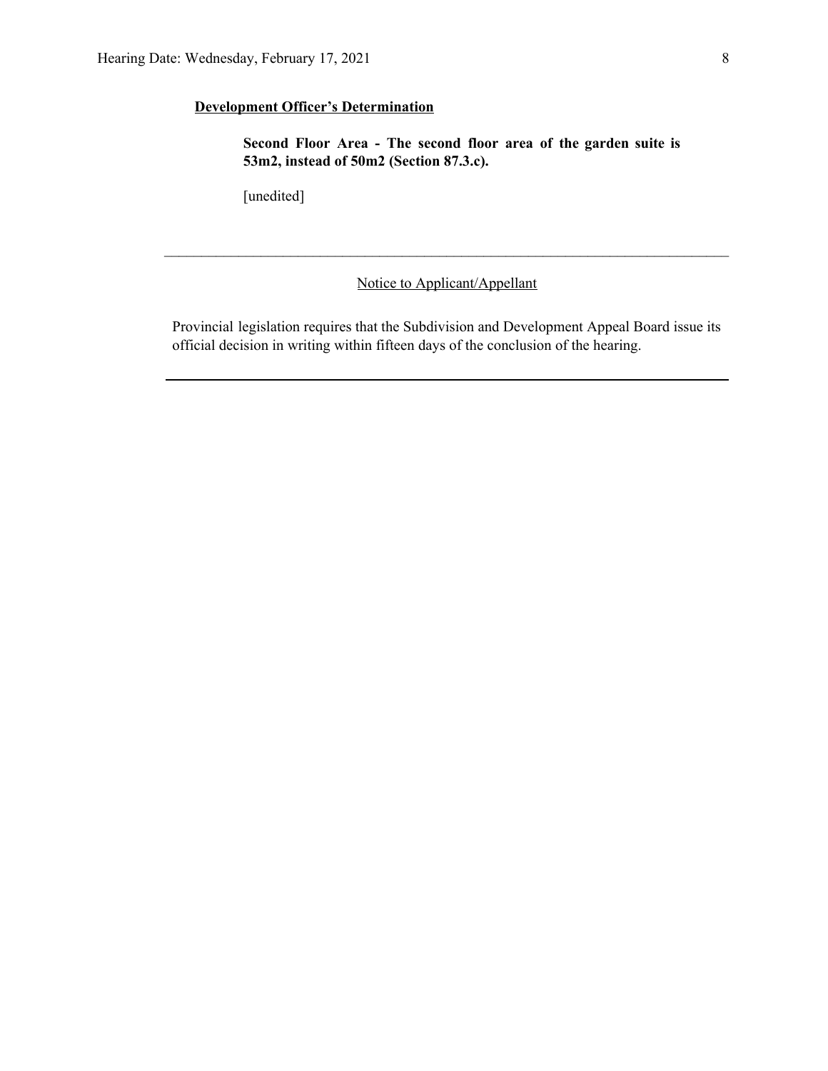**Development Officer's Determination**

**Second Floor Area - The second floor area of the garden suite is 53m2, instead of 50m2 (Section 87.3.c).**

[unedited]

---

Notice to Applicant/Appellant

Provincial legislation requires that the Subdivision and Development Appeal Board issue its official decision in writing within fifteen days of the conclusion of the hearing.

---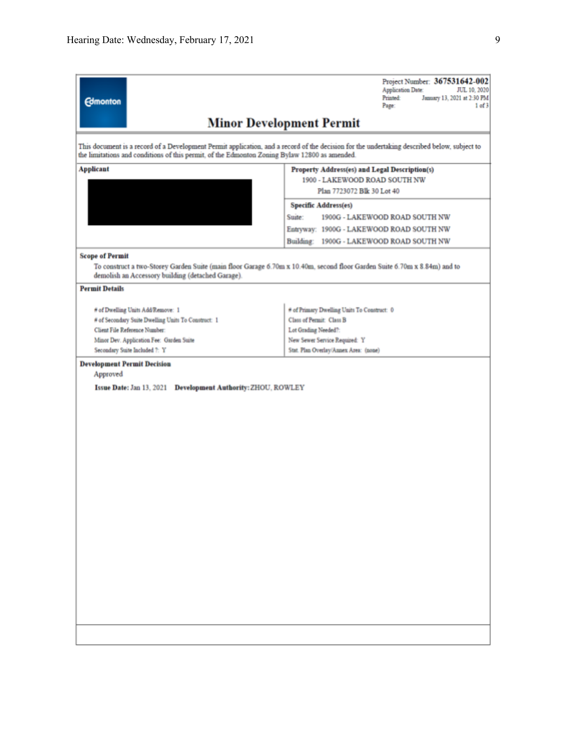Edmonton

Project Number: **367531642-002**
Application Date: JUL 10, 2020
Printed: January 13, 2021 at 2:30 PM
Page: 1 of 3

# Minor Development Permit

This document is a record of a Development Permit application, and a record of the decision for the undertaking described below, subject to the limitations and conditions of this permit, of the Edmonton Zoning Bylaw 12800 as amended.

| **Applicant** | **Property Address(es) and Legal Description(s)** |
|---|---|
| | 1900 - LAKEWOOD ROAD SOUTH NW<br>Plan 7723072 Blk 30 Lot 40 |
| | **Specific Address(es)**<br>Suite: 1900G - LAKEWOOD ROAD SOUTH NW<br>Entryway: 1900G - LAKEWOOD ROAD SOUTH NW<br>Building: 1900G - LAKEWOOD ROAD SOUTH NW |

**Scope of Permit**

To construct a two-Storey Garden Suite (main floor Garage 6.70m x 10.40m, second floor Garden Suite 6.70m x 8.84m) and to demolish an Accessory building (detached Garage).

**Permit Details**

| | |
|---|---|
| # of Dwelling Units Add/Remove: 1 | # of Primary Dwelling Units To Construct: 0 |
| # of Secondary Suite Dwelling Units To Construct: 1 | Class of Permit: Class B |
| Client File Reference Number: | Lot Grading Needed?: |
| Minor Dev. Application Fee: Garden Suite | New Sewer Service Required: Y |
| Secondary Suite Included ?: Y | Stat. Plan Overlay/Annex Area: (none) |

**Development Permit Decision**

Approved

**Issue Date:** Jan 13, 2021 **Development Authority:** ZHOU, ROWLEY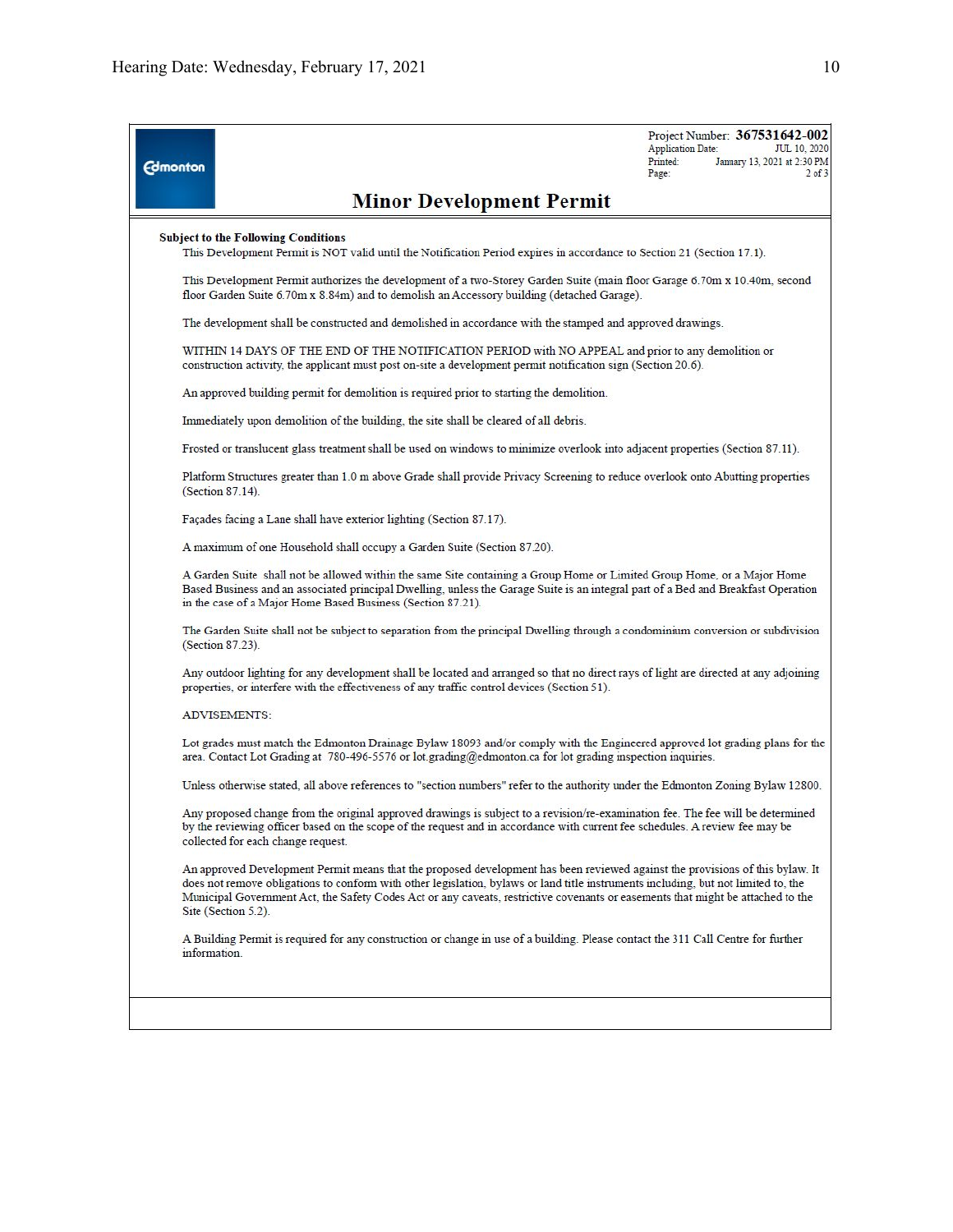Edmonton

Project Number: **367531642-002**
Application Date: JUL 10, 2020
Printed: January 13, 2021 at 2:30 PM
Page: 2 of 3

# Minor Development Permit

**Subject to the Following Conditions**

This Development Permit is NOT valid until the Notification Period expires in accordance to Section 21 (Section 17.1).

This Development Permit authorizes the development of a two-Storey Garden Suite (main floor Garage 6.70m x 10.40m, second floor Garden Suite 6.70m x 8.84m) and to demolish an Accessory building (detached Garage).

The development shall be constructed and demolished in accordance with the stamped and approved drawings.

WITHIN 14 DAYS OF THE END OF THE NOTIFICATION PERIOD with NO APPEAL and prior to any demolition or construction activity, the applicant must post on-site a development permit notification sign (Section 20.6).

An approved building permit for demolition is required prior to starting the demolition.

Immediately upon demolition of the building, the site shall be cleared of all debris.

Frosted or translucent glass treatment shall be used on windows to minimize overlook into adjacent properties (Section 87.11).

Platform Structures greater than 1.0 m above Grade shall provide Privacy Screening to reduce overlook onto Abutting properties (Section 87.14).

Façades facing a Lane shall have exterior lighting (Section 87.17).

A maximum of one Household shall occupy a Garden Suite (Section 87.20).

A Garden Suite shall not be allowed within the same Site containing a Group Home or Limited Group Home, or a Major Home Based Business and an associated principal Dwelling, unless the Garage Suite is an integral part of a Bed and Breakfast Operation in the case of a Major Home Based Business (Section 87.21).

The Garden Suite shall not be subject to separation from the principal Dwelling through a condominium conversion or subdivision (Section 87.23).

Any outdoor lighting for any development shall be located and arranged so that no direct rays of light are directed at any adjoining properties, or interfere with the effectiveness of any traffic control devices (Section 51).

ADVISEMENTS:

Lot grades must match the Edmonton Drainage Bylaw 18093 and/or comply with the Engineered approved lot grading plans for the area. Contact Lot Grading at 780-496-5576 or lot.grading@edmonton.ca for lot grading inspection inquiries.

Unless otherwise stated, all above references to "section numbers" refer to the authority under the Edmonton Zoning Bylaw 12800.

Any proposed change from the original approved drawings is subject to a revision/re-examination fee. The fee will be determined by the reviewing officer based on the scope of the request and in accordance with current fee schedules. A review fee may be collected for each change request.

An approved Development Permit means that the proposed development has been reviewed against the provisions of this bylaw. It does not remove obligations to conform with other legislation, bylaws or land title instruments including, but not limited to, the Municipal Government Act, the Safety Codes Act or any caveats, restrictive covenants or easements that might be attached to the Site (Section 5.2).

A Building Permit is required for any construction or change in use of a building. Please contact the 311 Call Centre for further information.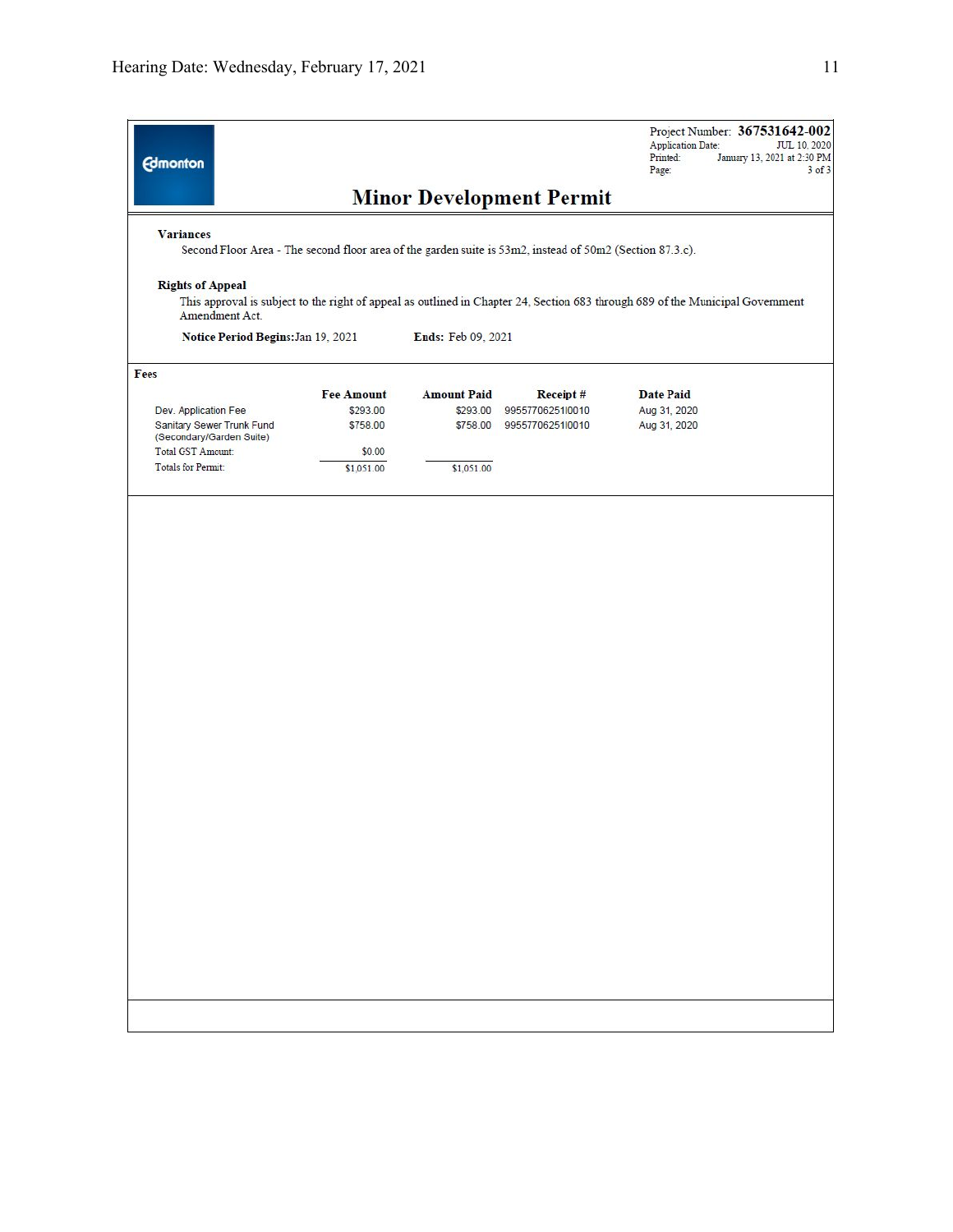Project Number: **367531642-002**
Application Date: JUL 10, 2020
Printed: January 13, 2021 at 2:30 PM
Page: 3 of 3

# Minor Development Permit

**Variances**

Second Floor Area - The second floor area of the garden suite is 53m2, instead of 50m2 (Section 87.3.c).

**Rights of Appeal**

This approval is subject to the right of appeal as outlined in Chapter 24, Section 683 through 689 of the Municipal Government Amendment Act.

**Notice Period Begins:** Jan 19, 2021 **Ends:** Feb 09, 2021

**Fees**

| | Fee Amount | Amount Paid | Receipt # | Date Paid |
|---|---|---|---|---|
| Dev. Application Fee | $293.00 | $293.00 | 99557706251I0010 | Aug 31, 2020 |
| Sanitary Sewer Trunk Fund (Secondary/Garden Suite) | $758.00 | $758.00 | 99557706251I0010 | Aug 31, 2020 |
| Total GST Amount: | $0.00 | | | |
| Totals for Permit: | $1,051.00 | $1,051.00 | | |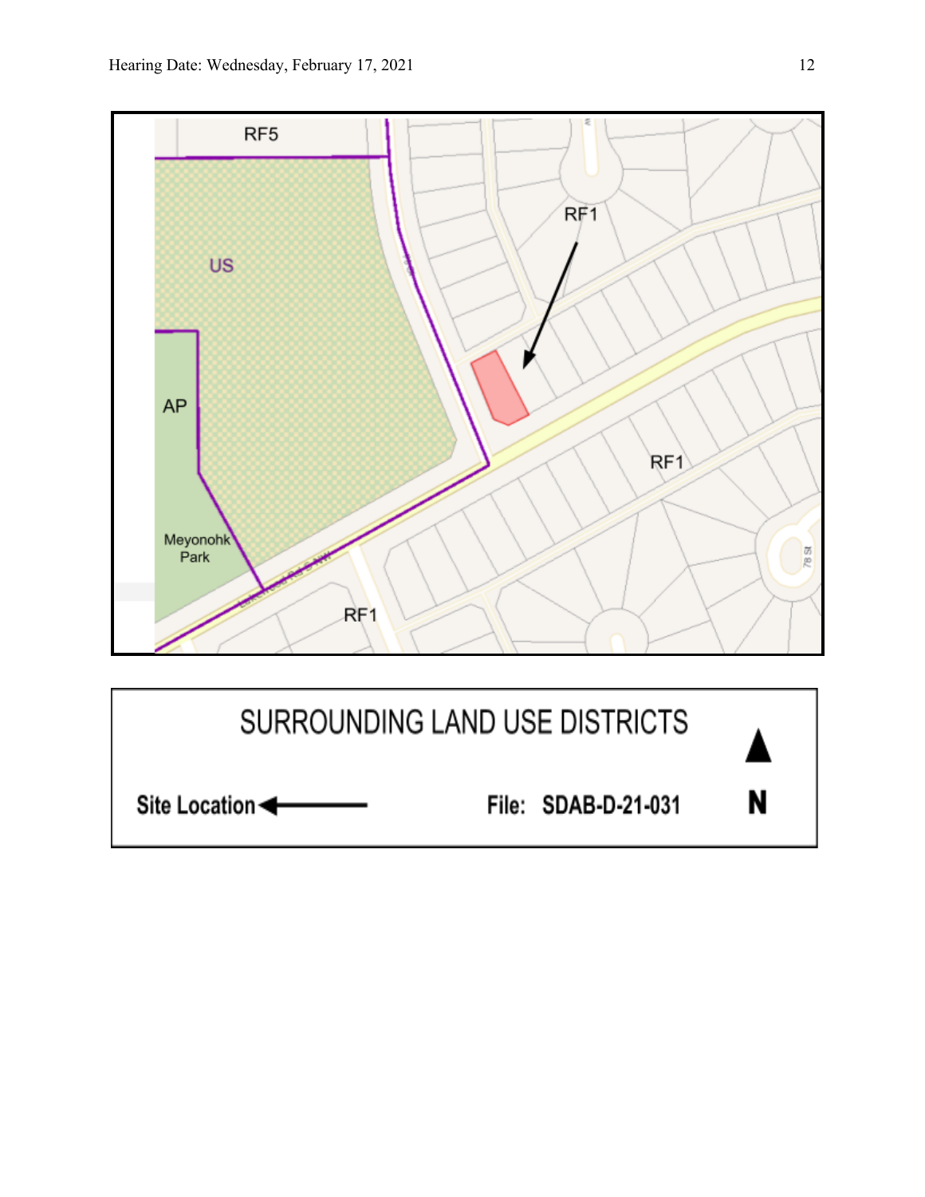RF5

US

AP

Meyonohk Park

RF1

RF1

RF1

SURROUNDING LAND USE DISTRICTS

Site Location

File: SDAB-D-21-031

N